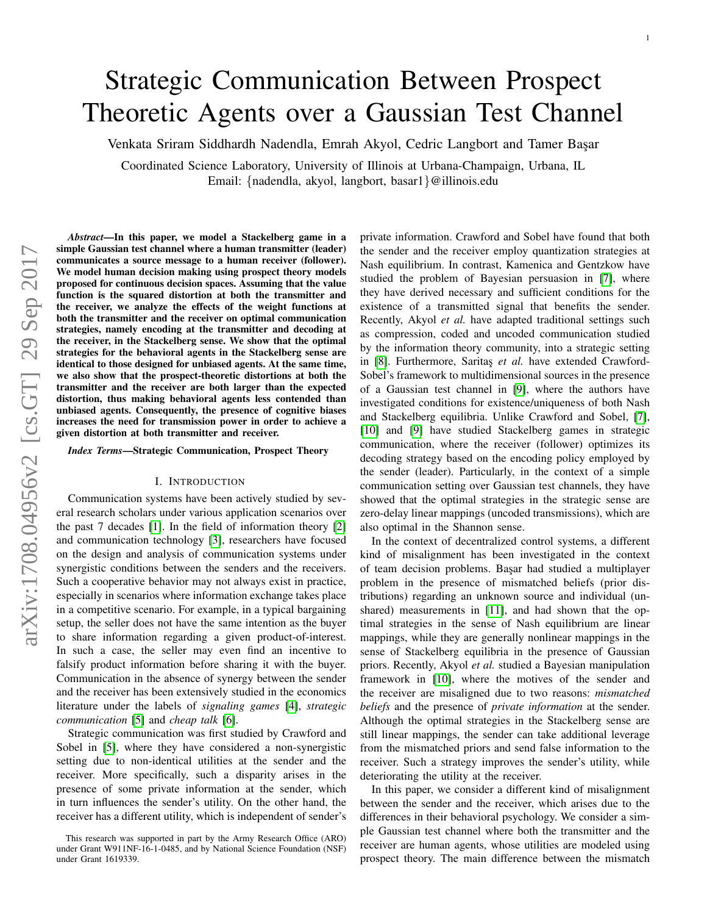# Strategic Communication Between Prospect Theoretic Agents over a Gaussian Test Channel

Venkata Sriram Siddhardh Nadendla, Emrah Akyol, Cedric Langbort and Tamer Başar

Coordinated Science Laboratory, University of Illinois at Urbana-Champaign, Urbana, IL
Email: {nadendla, akyol, langbort, basar1}@illinois.edu

***Abstract*—In this paper, we model a Stackelberg game in a simple Gaussian test channel where a human transmitter (leader) communicates a source message to a human receiver (follower). We model human decision making using prospect theory models proposed for continuous decision spaces. Assuming that the value function is the squared distortion at both the transmitter and the receiver, we analyze the effects of the weight functions at both the transmitter and the receiver on optimal communication strategies, namely encoding at the transmitter and decoding at the receiver, in the Stackelberg sense. We show that the optimal strategies for the behavioral agents in the Stackelberg sense are identical to those designed for unbiased agents. At the same time, we also show that the prospect-theoretic distortions at both the transmitter and the receiver are both larger than the expected distortion, thus making behavioral agents less contended than unbiased agents. Consequently, the presence of cognitive biases increases the need for transmission power in order to achieve a given distortion at both transmitter and receiver.**

***Index Terms*—Strategic Communication, Prospect Theory**

## I. Introduction

Communication systems have been actively studied by several research scholars under various application scenarios over the past 7 decades [1]. In the field of information theory [2] and communication technology [3], researchers have focused on the design and analysis of communication systems under synergistic conditions between the senders and the receivers. Such a cooperative behavior may not always exist in practice, especially in scenarios where information exchange takes place in a competitive scenario. For example, in a typical bargaining setup, the seller does not have the same intention as the buyer to share information regarding a given product-of-interest. In such a case, the seller may even find an incentive to falsify product information before sharing it with the buyer. Communication in the absence of synergy between the sender and the receiver has been extensively studied in the economics literature under the labels of *signaling games* [4], *strategic communication* [5] and *cheap talk* [6].

Strategic communication was first studied by Crawford and Sobel in [5], where they have considered a non-synergistic setting due to non-identical utilities at the sender and the receiver. More specifically, such a disparity arises in the presence of some private information at the sender, which in turn influences the sender's utility. On the other hand, the receiver has a different utility, which is independent of sender's private information. Crawford and Sobel have found that both the sender and the receiver employ quantization strategies at Nash equilibrium. In contrast, Kamenica and Gentzkow have studied the problem of Bayesian persuasion in [7], where they have derived necessary and sufficient conditions for the existence of a transmitted signal that benefits the sender. Recently, Akyol *et al.* have adapted traditional settings such as compression, coded and uncoded communication studied by the information theory community, into a strategic setting in [8]. Furthermore, Saritaş *et al.* have extended Crawford-Sobel's framework to multidimensional sources in the presence of a Gaussian test channel in [9], where the authors have investigated conditions for existence/uniqueness of both Nash and Stackelberg equilibria. Unlike Crawford and Sobel, [7], [10] and [9] have studied Stackelberg games in strategic communication, where the receiver (follower) optimizes its decoding strategy based on the encoding policy employed by the sender (leader). Particularly, in the context of a simple communication setting over Gaussian test channels, they have showed that the optimal strategies in the strategic sense are zero-delay linear mappings (uncoded transmissions), which are also optimal in the Shannon sense.

In the context of decentralized control systems, a different kind of misalignment has been investigated in the context of team decision problems. Başar had studied a multiplayer problem in the presence of mismatched beliefs (prior distributions) regarding an unknown source and individual (unshared) measurements in [11], and had shown that the optimal strategies in the sense of Nash equilibrium are linear mappings, while they are generally nonlinear mappings in the sense of Stackelberg equilibria in the presence of Gaussian priors. Recently, Akyol *et al.* studied a Bayesian manipulation framework in [10], where the motives of the sender and the receiver are misaligned due to two reasons: *mismatched beliefs* and the presence of *private information* at the sender. Although the optimal strategies in the Stackelberg sense are still linear mappings, the sender can take additional leverage from the mismatched priors and send false information to the receiver. Such a strategy improves the sender's utility, while deteriorating the utility at the receiver.

In this paper, we consider a different kind of misalignment between the sender and the receiver, which arises due to the differences in their behavioral psychology. We consider a simple Gaussian test channel where both the transmitter and the receiver are human agents, whose utilities are modeled using prospect theory. The main difference between the mismatch

This research was supported in part by the Army Research Office (ARO) under Grant W911NF-16-1-0485, and by National Science Foundation (NSF) under Grant 1619339.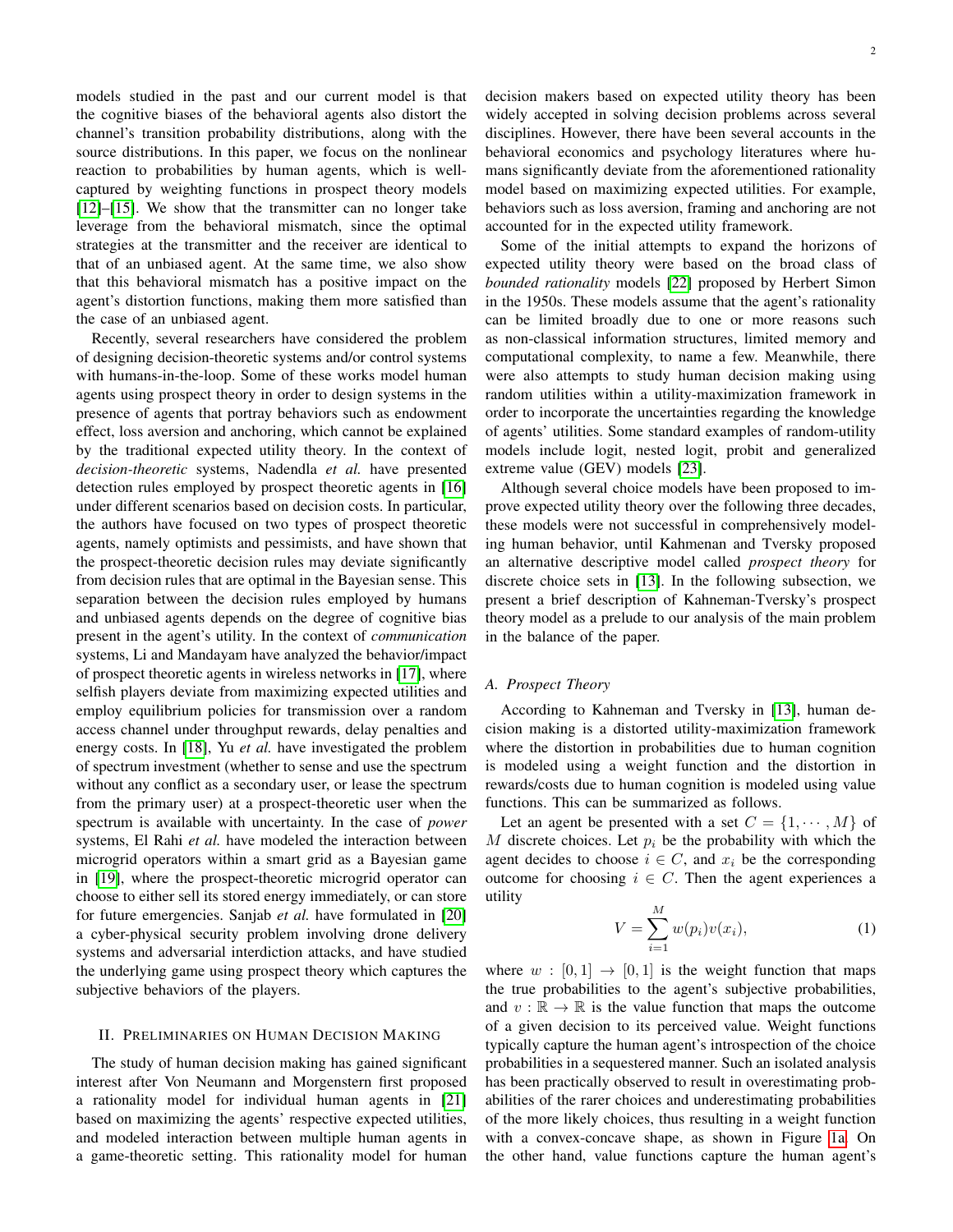models studied in the past and our current model is that the cognitive biases of the behavioral agents also distort the channel's transition probability distributions, along with the source distributions. In this paper, we focus on the nonlinear reaction to probabilities by human agents, which is well-captured by weighting functions in prospect theory models [12]–[15]. We show that the transmitter can no longer take leverage from the behavioral mismatch, since the optimal strategies at the transmitter and the receiver are identical to that of an unbiased agent. At the same time, we also show that this behavioral mismatch has a positive impact on the agent's distortion functions, making them more satisfied than the case of an unbiased agent.

Recently, several researchers have considered the problem of designing decision-theoretic systems and/or control systems with humans-in-the-loop. Some of these works model human agents using prospect theory in order to design systems in the presence of agents that portray behaviors such as endowment effect, loss aversion and anchoring, which cannot be explained by the traditional expected utility theory. In the context of *decision-theoretic* systems, Nadendla *et al.* have presented detection rules employed by prospect theoretic agents in [16] under different scenarios based on decision costs. In particular, the authors have focused on two types of prospect theoretic agents, namely optimists and pessimists, and have shown that the prospect-theoretic decision rules may deviate significantly from decision rules that are optimal in the Bayesian sense. This separation between the decision rules employed by humans and unbiased agents depends on the degree of cognitive bias present in the agent's utility. In the context of *communication* systems, Li and Mandayam have analyzed the behavior/impact of prospect theoretic agents in wireless networks in [17], where selfish players deviate from maximizing expected utilities and employ equilibrium policies for transmission over a random access channel under throughput rewards, delay penalties and energy costs. In [18], Yu *et al.* have investigated the problem of spectrum investment (whether to sense and use the spectrum without any conflict as a secondary user, or lease the spectrum from the primary user) at a prospect-theoretic user when the spectrum is available with uncertainty. In the case of *power* systems, El Rahi *et al.* have modeled the interaction between microgrid operators within a smart grid as a Bayesian game in [19], where the prospect-theoretic microgrid operator can choose to either sell its stored energy immediately, or can store for future emergencies. Sanjab *et al.* have formulated in [20] a cyber-physical security problem involving drone delivery systems and adversarial interdiction attacks, and have studied the underlying game using prospect theory which captures the subjective behaviors of the players.

## II. Preliminaries on Human Decision Making

The study of human decision making has gained significant interest after Von Neumann and Morgenstern first proposed a rationality model for individual human agents in [21] based on maximizing the agents' respective expected utilities, and modeled interaction between multiple human agents in a game-theoretic setting. This rationality model for human decision makers based on expected utility theory has been widely accepted in solving decision problems across several disciplines. However, there have been several accounts in the behavioral economics and psychology literatures where humans significantly deviate from the aforementioned rationality model based on maximizing expected utilities. For example, behaviors such as loss aversion, framing and anchoring are not accounted for in the expected utility framework.

Some of the initial attempts to expand the horizons of expected utility theory were based on the broad class of *bounded rationality* models [22] proposed by Herbert Simon in the 1950s. These models assume that the agent's rationality can be limited broadly due to one or more reasons such as non-classical information structures, limited memory and computational complexity, to name a few. Meanwhile, there were also attempts to study human decision making using random utilities within a utility-maximization framework in order to incorporate the uncertainties regarding the knowledge of agents' utilities. Some standard examples of random-utility models include logit, nested logit, probit and generalized extreme value (GEV) models [23].

Although several choice models have been proposed to improve expected utility theory over the following three decades, these models were not successful in comprehensively modeling human behavior, until Kahmenan and Tversky proposed an alternative descriptive model called *prospect theory* for discrete choice sets in [13]. In the following subsection, we present a brief description of Kahneman-Tversky's prospect theory model as a prelude to our analysis of the main problem in the balance of the paper.

### A. Prospect Theory

According to Kahneman and Tversky in [13], human decision making is a distorted utility-maximization framework where the distortion in probabilities due to human cognition is modeled using a weight function and the distortion in rewards/costs due to human cognition is modeled using value functions. This can be summarized as follows.

Let an agent be presented with a set $C = \{1, \cdots, M\}$ of $M$ discrete choices. Let $p_i$ be the probability with which the agent decides to choose $i \in C$, and $x_i$ be the corresponding outcome for choosing $i \in C$. Then the agent experiences a utility

$$V = \sum_{i=1}^{M} w(p_i) v(x_i), \tag{1}$$

where $w : [0, 1] \to [0, 1]$ is the weight function that maps the true probabilities to the agent's subjective probabilities, and $v : \mathbb{R} \to \mathbb{R}$ is the value function that maps the outcome of a given decision to its perceived value. Weight functions typically capture the human agent's introspection of the choice probabilities in a sequestered manner. Such an isolated analysis has been practically observed to result in overestimating probabilities of the rarer choices and underestimating probabilities of the more likely choices, thus resulting in a weight function with a convex-concave shape, as shown in Figure 1a. On the other hand, value functions capture the human agent's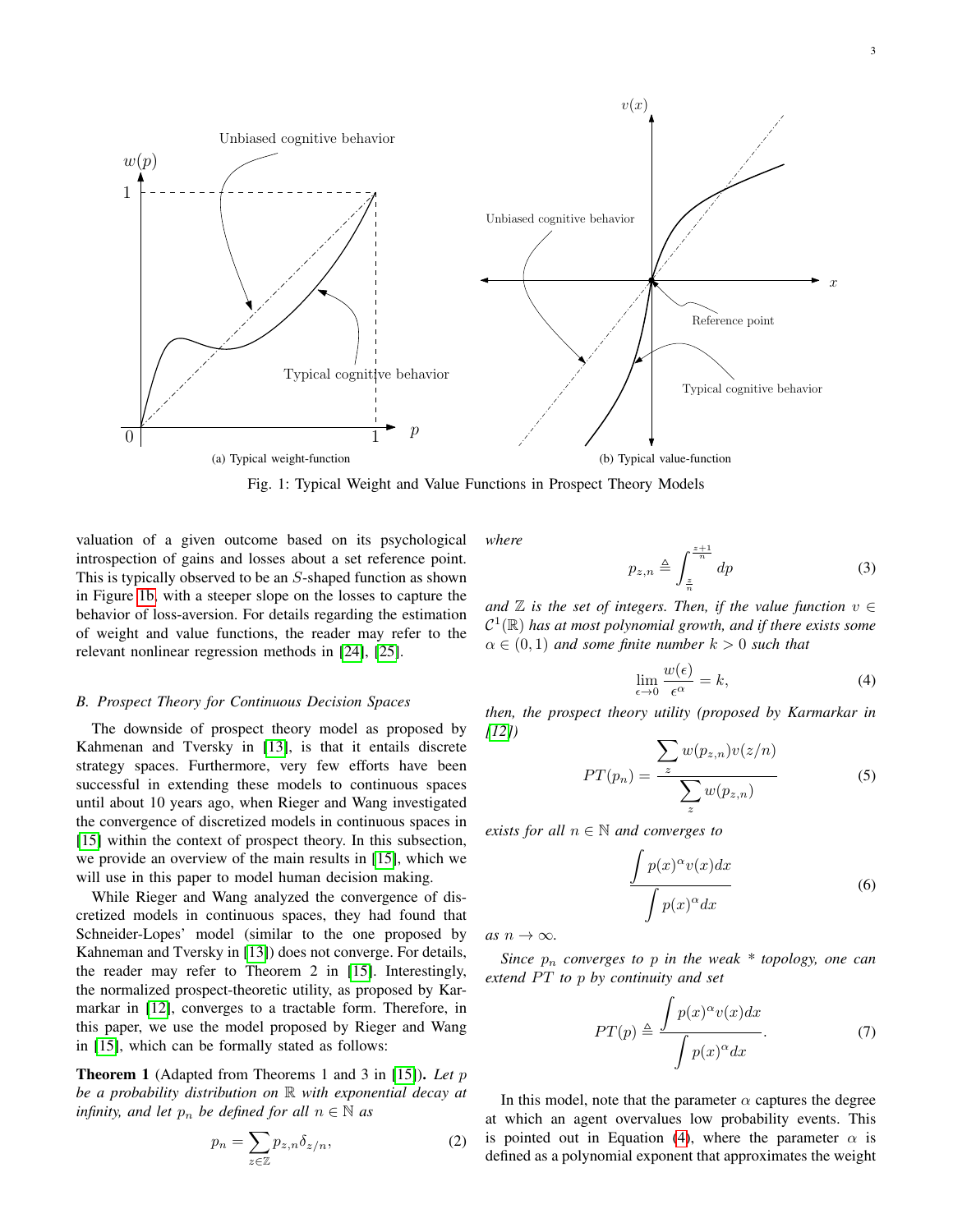(a) Typical weight-function

(b) Typical value-function

Fig. 1: Typical Weight and Value Functions in Prospect Theory Models

valuation of a given outcome based on its psychological introspection of gains and losses about a set reference point. This is typically observed to be an $S$-shaped function as shown in Figure 1b, with a steeper slope on the losses to capture the behavior of loss-aversion. For details regarding the estimation of weight and value functions, the reader may refer to the relevant nonlinear regression methods in [24], [25].

### B. Prospect Theory for Continuous Decision Spaces

The downside of prospect theory model as proposed by Kahmenan and Tversky in [13], is that it entails discrete strategy spaces. Furthermore, very few efforts have been successful in extending these models to continuous spaces until about 10 years ago, when Rieger and Wang investigated the convergence of discretized models in continuous spaces in [15] within the context of prospect theory. In this subsection, we provide an overview of the main results in [15], which we will use in this paper to model human decision making.

While Rieger and Wang analyzed the convergence of discretized models in continuous spaces, they had found that Schneider-Lopes' model (similar to the one proposed by Kahneman and Tversky in [13]) does not converge. For details, the reader may refer to Theorem 2 in [15]. Interestingly, the normalized prospect-theoretic utility, as proposed by Karmarkar in [12], converges to a tractable form. Therefore, in this paper, we use the model proposed by Rieger and Wang in [15], which can be formally stated as follows:

**Theorem 1** (Adapted from Theorems 1 and 3 in [15]). *Let $p$ be a probability distribution on $\mathbb{R}$ with exponential decay at infinity, and let $p_n$ be defined for all $n \in \mathbb{N}$ as*

$$p_n = \sum_{z \in \mathbb{Z}} p_{z,n} \delta_{z/n}, \tag{2}$$

*where*

$$p_{z,n} \triangleq \int_{\frac{z}{n}}^{\frac{z+1}{n}} dp \tag{3}$$

*and $\mathbb{Z}$ is the set of integers. Then, if the value function $v \in \mathcal{C}^1(\mathbb{R})$ has at most polynomial growth, and if there exists some $\alpha \in (0,1)$ and some finite number $k > 0$ such that*

$$\lim_{\epsilon \to 0} \frac{w(\epsilon)}{\epsilon^\alpha} = k, \tag{4}$$

*then, the prospect theory utility (proposed by Karmarkar in [12])*

$$PT(p_n) = \frac{\displaystyle\sum_z w(p_{z,n}) v(z/n)}{\displaystyle\sum_z w(p_{z,n})} \tag{5}$$

*exists for all $n \in \mathbb{N}$ and converges to*

$$\frac{\displaystyle\int p(x)^\alpha v(x) dx}{\displaystyle\int p(x)^\alpha dx} \tag{6}$$

*as $n \to \infty$.*

*Since $p_n$ converges to $p$ in the weak * topology, one can extend $PT$ to $p$ by continuity and set*

$$PT(p) \triangleq \frac{\displaystyle\int p(x)^\alpha v(x) dx}{\displaystyle\int p(x)^\alpha dx}. \tag{7}$$

In this model, note that the parameter $\alpha$ captures the degree at which an agent overvalues low probability events. This is pointed out in Equation (4), where the parameter $\alpha$ is defined as a polynomial exponent that approximates the weight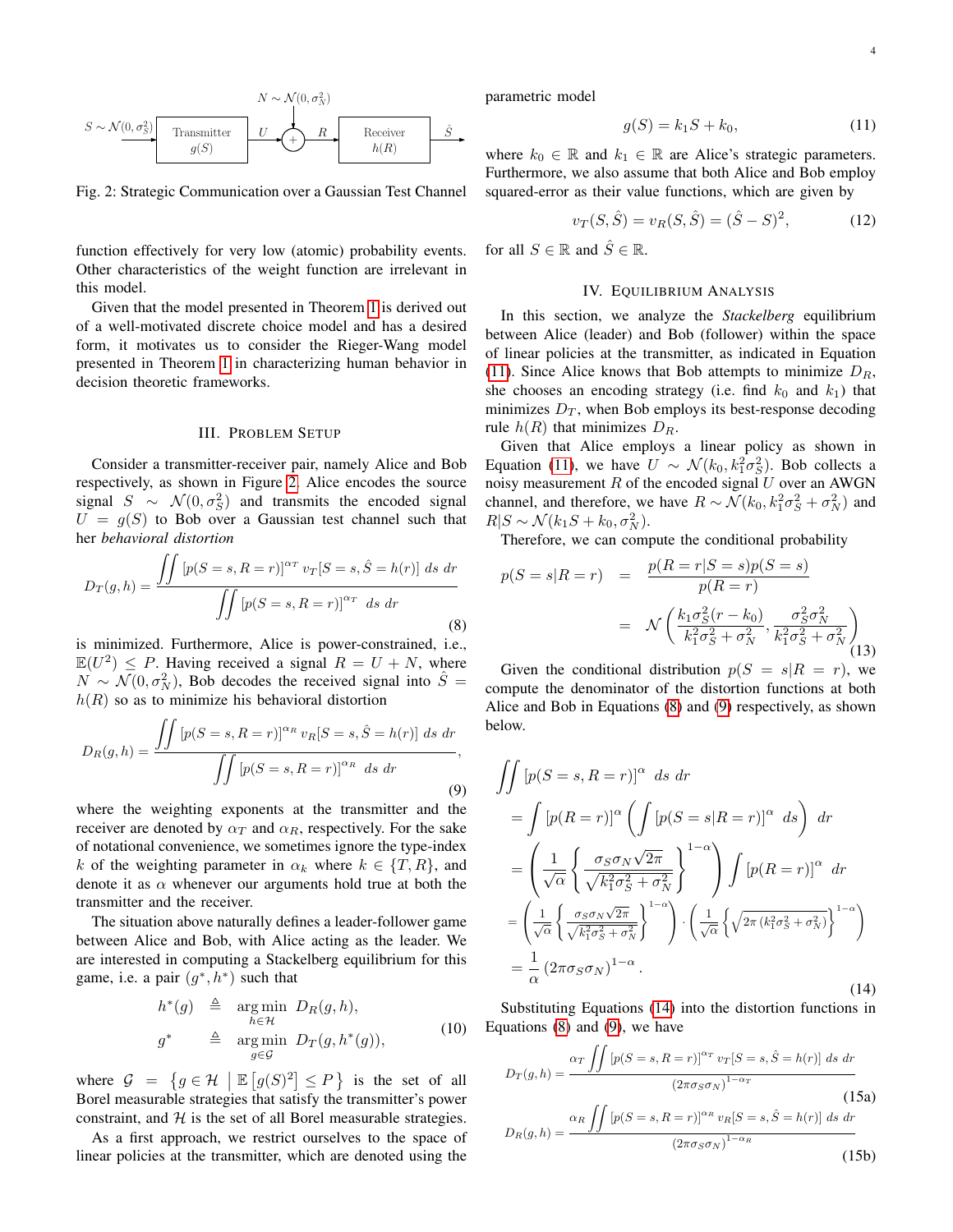Fig. 2: Strategic Communication over a Gaussian Test Channel

function effectively for very low (atomic) probability events. Other characteristics of the weight function are irrelevant in this model.

Given that the model presented in Theorem 1 is derived out of a well-motivated discrete choice model and has a desired form, it motivates us to consider the Rieger-Wang model presented in Theorem 1 in characterizing human behavior in decision theoretic frameworks.

## III. Problem Setup

Consider a transmitter-receiver pair, namely Alice and Bob respectively, as shown in Figure 2. Alice encodes the source signal $S \sim \mathcal{N}(0, \sigma_S^2)$ and transmits the encoded signal $U = g(S)$ to Bob over a Gaussian test channel such that her *behavioral distortion*

$$D_T(g,h) = \frac{\displaystyle\iint [p(S=s,R=r)]^{\alpha_T} \, v_T[S=s,\hat{S}=h(r)] \ ds \ dr}{\displaystyle\iint [p(S=s,R=r)]^{\alpha_T} \ ds \ dr} \tag{8}$$

is minimized. Furthermore, Alice is power-constrained, i.e., $\mathbb{E}(U^2) \leq P$. Having received a signal $R = U + N$, where $N \sim \mathcal{N}(0, \sigma_N^2)$, Bob decodes the received signal into $\hat{S} = h(R)$ so as to minimize his behavioral distortion

$$D_R(g,h) = \frac{\displaystyle\iint [p(S=s,R=r)]^{\alpha_R} \, v_R[S=s,\hat{S}=h(r)] \ ds \ dr}{\displaystyle\iint [p(S=s,R=r)]^{\alpha_R} \ ds \ dr}, \tag{9}$$

where the weighting exponents at the transmitter and the receiver are denoted by $\alpha_T$ and $\alpha_R$, respectively. For the sake of notational convenience, we sometimes ignore the type-index $k$ of the weighting parameter in $\alpha_k$ where $k \in \{T, R\}$, and denote it as $\alpha$ whenever our arguments hold true at both the transmitter and the receiver.

The situation above naturally defines a leader-follower game between Alice and Bob, with Alice acting as the leader. We are interested in computing a Stackelberg equilibrium for this game, i.e. a pair $(g^*, h^*)$ such that

$$\begin{aligned} h^*(g) &\triangleq \underset{h \in \mathcal{H}}{\arg\min} \ D_R(g,h), \\ g^* &\triangleq \underset{g \in \mathcal{G}}{\arg\min} \ D_T(g, h^*(g)), \end{aligned} \tag{10}$$

where $\mathcal{G} = \left\{ g \in \mathcal{H} \ \middle| \ \mathbb{E}\left[g(S)^2\right] \leq P \right\}$ is the set of all Borel measurable strategies that satisfy the transmitter's power constraint, and $\mathcal{H}$ is the set of all Borel measurable strategies.

As a first approach, we restrict ourselves to the space of linear policies at the transmitter, which are denoted using the parametric model

$$g(S) = k_1 S + k_0, \tag{11}$$

where $k_0 \in \mathbb{R}$ and $k_1 \in \mathbb{R}$ are Alice's strategic parameters. Furthermore, we also assume that both Alice and Bob employ squared-error as their value functions, which are given by

$$v_T(S,\hat{S}) = v_R(S,\hat{S}) = (\hat{S} - S)^2, \tag{12}$$

for all $S \in \mathbb{R}$ and $\hat{S} \in \mathbb{R}$.

## IV. Equilibrium Analysis

In this section, we analyze the *Stackelberg* equilibrium between Alice (leader) and Bob (follower) within the space of linear policies at the transmitter, as indicated in Equation (11). Since Alice knows that Bob attempts to minimize $D_R$, she chooses an encoding strategy (i.e. find $k_0$ and $k_1$) that minimizes $D_T$, when Bob employs its best-response decoding rule $h(R)$ that minimizes $D_R$.

Given that Alice employs a linear policy as shown in Equation (11), we have $U \sim \mathcal{N}(k_0, k_1^2\sigma_S^2)$. Bob collects a noisy measurement $R$ of the encoded signal $U$ over an AWGN channel, and therefore, we have $R \sim \mathcal{N}(k_0, k_1^2\sigma_S^2 + \sigma_N^2)$ and $R|S \sim \mathcal{N}(k_1 S + k_0, \sigma_N^2)$.

Therefore, we can compute the conditional probability

$$\begin{aligned} p(S=s|R=r) &= \frac{p(R=r|S=s)p(S=s)}{p(R=r)} \\ &= \mathcal{N}\left( \frac{k_1\sigma_S^2(r-k_0)}{k_1^2\sigma_S^2 + \sigma_N^2}, \frac{\sigma_S^2\sigma_N^2}{k_1^2\sigma_S^2 + \sigma_N^2} \right) \end{aligned} \tag{13}$$

Given the conditional distribution $p(S=s|R=r)$, we compute the denominator of the distortion functions at both Alice and Bob in Equations (8) and (9) respectively, as shown below.

$$\begin{aligned} &\iint [p(S=s,R=r)]^{\alpha} \ ds \ dr \\ &= \int [p(R=r)]^{\alpha} \left( \int [p(S=s|R=r)]^{\alpha} \ ds \right) \ dr \\ &= \left( \frac{1}{\sqrt{\alpha}} \left\{ \frac{\sigma_S\sigma_N\sqrt{2\pi}}{\sqrt{k_1^2\sigma_S^2+\sigma_N^2}} \right\}^{1-\alpha} \right) \int [p(R=r)]^{\alpha} \ dr \\ &= \left( \frac{1}{\sqrt{\alpha}} \left\{ \frac{\sigma_S\sigma_N\sqrt{2\pi}}{\sqrt{k_1^2\sigma_S^2+\sigma_N^2}} \right\}^{1-\alpha} \right) \cdot \left( \frac{1}{\sqrt{\alpha}} \left\{ \sqrt{2\pi\left(k_1^2\sigma_S^2+\sigma_N^2\right)} \right\}^{1-\alpha} \right) \\ &= \frac{1}{\alpha} \left(2\pi\sigma_S\sigma_N\right)^{1-\alpha}. \end{aligned} \tag{14}$$

Substituting Equations (14) into the distortion functions in Equations (8) and (9), we have

$$D_T(g,h) = \frac{\alpha_T \displaystyle\iint [p(S=s,R=r)]^{\alpha_T} \, v_T[S=s,\hat{S}=h(r)] \ ds \ dr}{\left(2\pi\sigma_S\sigma_N\right)^{1-\alpha_T}} \tag{15a}$$

$$D_R(g,h) = \frac{\alpha_R \displaystyle\iint [p(S=s,R=r)]^{\alpha_R} \, v_R[S=s,\hat{S}=h(r)] \ ds \ dr}{\left(2\pi\sigma_S\sigma_N\right)^{1-\alpha_R}} \tag{15b}$$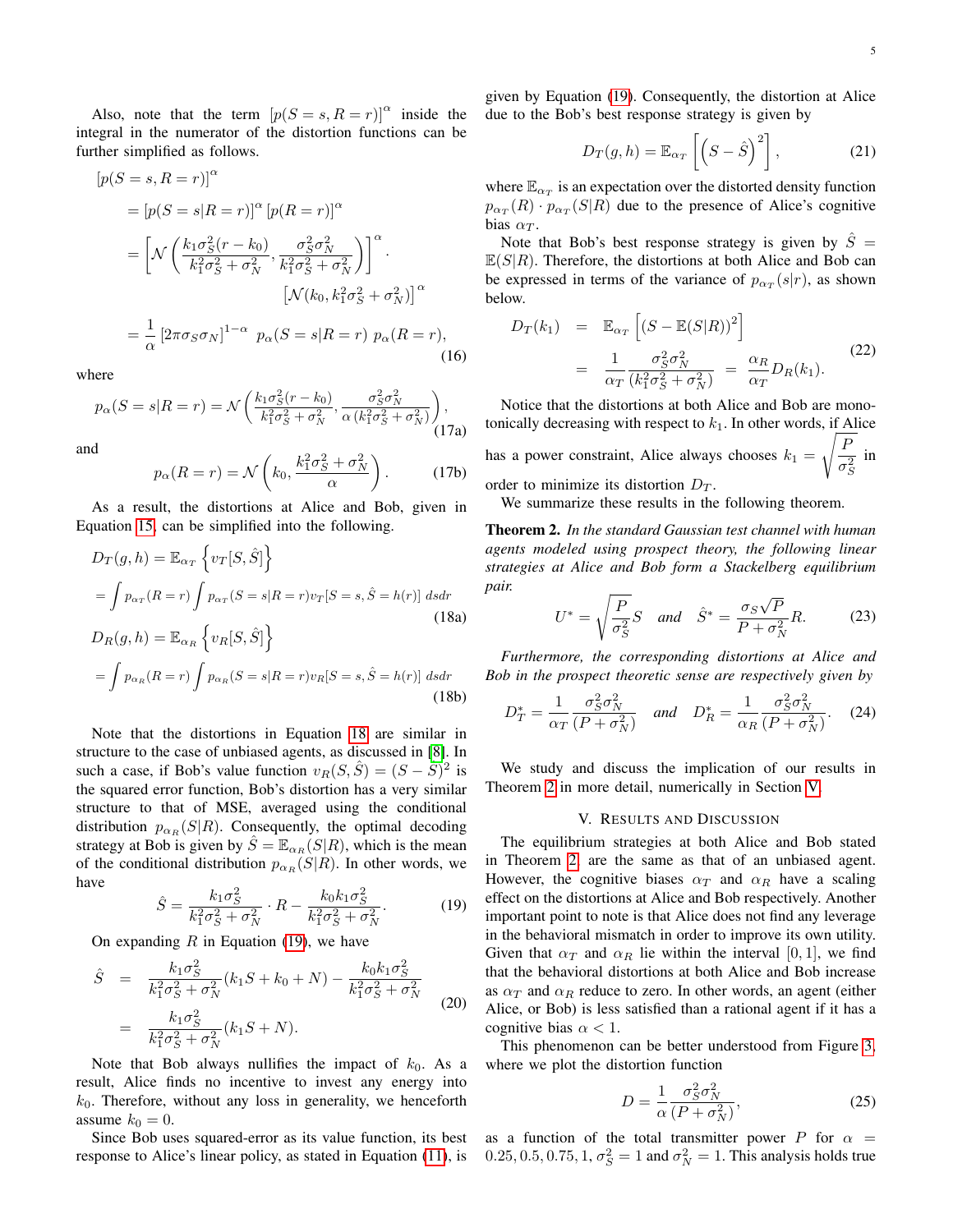Also, note that the term $[p(S = s, R = r)]^\alpha$ inside the integral in the numerator of the distortion functions can be further simplified as follows.

$$
\begin{aligned}
&[p(S = s, R = r)]^\alpha \\
&= [p(S = s|R = r)]^\alpha \, [p(R = r)]^\alpha \\
&= \left[\mathcal{N}\left(\frac{k_1\sigma_S^2(r-k_0)}{k_1^2\sigma_S^2+\sigma_N^2}, \frac{\sigma_S^2\sigma_N^2}{k_1^2\sigma_S^2+\sigma_N^2}\right)\right]^\alpha \cdot \\
&\qquad\qquad\qquad\qquad \left[\mathcal{N}(k_0, k_1^2\sigma_S^2+\sigma_N^2)\right]^\alpha \\
&= \frac{1}{\alpha}\left[2\pi\sigma_S\sigma_N\right]^{1-\alpha} \; p_\alpha(S = s|R = r) \; p_\alpha(R = r),
\end{aligned} \tag{16}
$$

where

$$
p_\alpha(S = s|R = r) = \mathcal{N}\left(\frac{k_1\sigma_S^2(r-k_0)}{k_1^2\sigma_S^2+\sigma_N^2}, \frac{\sigma_S^2\sigma_N^2}{\alpha\left(k_1^2\sigma_S^2+\sigma_N^2\right)}\right), \tag{17a}
$$

and

$$
p_\alpha(R = r) = \mathcal{N}\left(k_0, \frac{k_1^2\sigma_S^2+\sigma_N^2}{\alpha}\right). \tag{17b}
$$

As a result, the distortions at Alice and Bob, given in Equation 15, can be simplified into the following.

$$
\begin{aligned}
&D_T(g,h) = \mathbb{E}_{\alpha_T}\left\{v_T[S,\hat{S}]\right\} \\
&= \int p_{\alpha_T}(R=r)\int p_{\alpha_T}(S=s|R=r)v_T[S=s,\hat{S}=h(r)] \; dsdr
\end{aligned} \tag{18a}
$$

$$
\begin{aligned}
&D_R(g,h) = \mathbb{E}_{\alpha_R}\left\{v_R[S,\hat{S}]\right\} \\
&= \int p_{\alpha_R}(R=r)\int p_{\alpha_R}(S=s|R=r)v_R[S=s,\hat{S}=h(r)] \; dsdr
\end{aligned} \tag{18b}
$$

Note that the distortions in Equation 18 are similar in structure to the case of unbiased agents, as discussed in [8]. In such a case, if Bob's value function $v_R(S,\hat{S}) = (S-\hat{S})^2$ is the squared error function, Bob's distortion has a very similar structure to that of MSE, averaged using the conditional distribution $p_{\alpha_R}(S|R)$. Consequently, the optimal decoding strategy at Bob is given by $\hat{S} = \mathbb{E}_{\alpha_R}(S|R)$, which is the mean of the conditional distribution $p_{\alpha_R}(S|R)$. In other words, we have

$$
\hat{S} = \frac{k_1\sigma_S^2}{k_1^2\sigma_S^2+\sigma_N^2}\cdot R - \frac{k_0k_1\sigma_S^2}{k_1^2\sigma_S^2+\sigma_N^2}. \tag{19}
$$

On expanding $R$ in Equation (19), we have

$$
\begin{aligned}
\hat{S} &= \frac{k_1\sigma_S^2}{k_1^2\sigma_S^2+\sigma_N^2}(k_1S+k_0+N) - \frac{k_0k_1\sigma_S^2}{k_1^2\sigma_S^2+\sigma_N^2} \\
&= \frac{k_1\sigma_S^2}{k_1^2\sigma_S^2+\sigma_N^2}(k_1S+N).
\end{aligned} \tag{20}
$$

Note that Bob always nullifies the impact of $k_0$. As a result, Alice finds no incentive to invest any energy into $k_0$. Therefore, without any loss in generality, we henceforth assume $k_0 = 0$.

Since Bob uses squared-error as its value function, its best response to Alice's linear policy, as stated in Equation (11), is given by Equation (19). Consequently, the distortion at Alice due to the Bob's best response strategy is given by

$$
D_T(g,h) = \mathbb{E}_{\alpha_T}\left[\left(S-\hat{S}\right)^2\right], \tag{21}
$$

where $\mathbb{E}_{\alpha_T}$ is an expectation over the distorted density function $p_{\alpha_T}(R)\cdot p_{\alpha_T}(S|R)$ due to the presence of Alice's cognitive bias $\alpha_T$.

Note that Bob's best response strategy is given by $\hat{S} = \mathbb{E}(S|R)$. Therefore, the distortions at both Alice and Bob can be expressed in terms of the variance of $p_{\alpha_T}(s|r)$, as shown below.

$$
\begin{aligned}
D_T(k_1) &= \mathbb{E}_{\alpha_T}\left[(S-\mathbb{E}(S|R))^2\right] \\
&= \frac{1}{\alpha_T}\frac{\sigma_S^2\sigma_N^2}{(k_1^2\sigma_S^2+\sigma_N^2)} = \frac{\alpha_R}{\alpha_T}D_R(k_1).
\end{aligned} \tag{22}
$$

Notice that the distortions at both Alice and Bob are monotonically decreasing with respect to $k_1$. In other words, if Alice has a power constraint, Alice always chooses $k_1 = \sqrt{\frac{P}{\sigma_S^2}}$ in order to minimize its distortion $D_T$.

We summarize these results in the following theorem.

**Theorem 2.** *In the standard Gaussian test channel with human agents modeled using prospect theory, the following linear strategies at Alice and Bob form a Stackelberg equilibrium pair.*

$$
U^* = \sqrt{\frac{P}{\sigma_S^2}}S \quad \text{and} \quad \hat{S}^* = \frac{\sigma_S\sqrt{P}}{P+\sigma_N^2}R. \tag{23}
$$

*Furthermore, the corresponding distortions at Alice and Bob in the prospect theoretic sense are respectively given by*

$$
D_T^* = \frac{1}{\alpha_T}\frac{\sigma_S^2\sigma_N^2}{(P+\sigma_N^2)} \quad \text{and} \quad D_R^* = \frac{1}{\alpha_R}\frac{\sigma_S^2\sigma_N^2}{(P+\sigma_N^2)}. \tag{24}
$$

We study and discuss the implication of our results in Theorem 2 in more detail, numerically in Section V.

## V. Results and Discussion

The equilibrium strategies at both Alice and Bob stated in Theorem 2, are the same as that of an unbiased agent. However, the cognitive biases $\alpha_T$ and $\alpha_R$ have a scaling effect on the distortions at Alice and Bob respectively. Another important point to note is that Alice does not find any leverage in the behavioral mismatch in order to improve its own utility. Given that $\alpha_T$ and $\alpha_R$ lie within the interval $[0,1]$, we find that the behavioral distortions at both Alice and Bob increase as $\alpha_T$ and $\alpha_R$ reduce to zero. In other words, an agent (either Alice, or Bob) is less satisfied than a rational agent if it has a cognitive bias $\alpha < 1$.

This phenomenon can be better understood from Figure 3, where we plot the distortion function

$$
D = \frac{1}{\alpha}\frac{\sigma_S^2\sigma_N^2}{(P+\sigma_N^2)}, \tag{25}
$$

as a function of the total transmitter power $P$ for $\alpha = 0.25, 0.5, 0.75, 1$, $\sigma_S^2 = 1$ and $\sigma_N^2 = 1$. This analysis holds true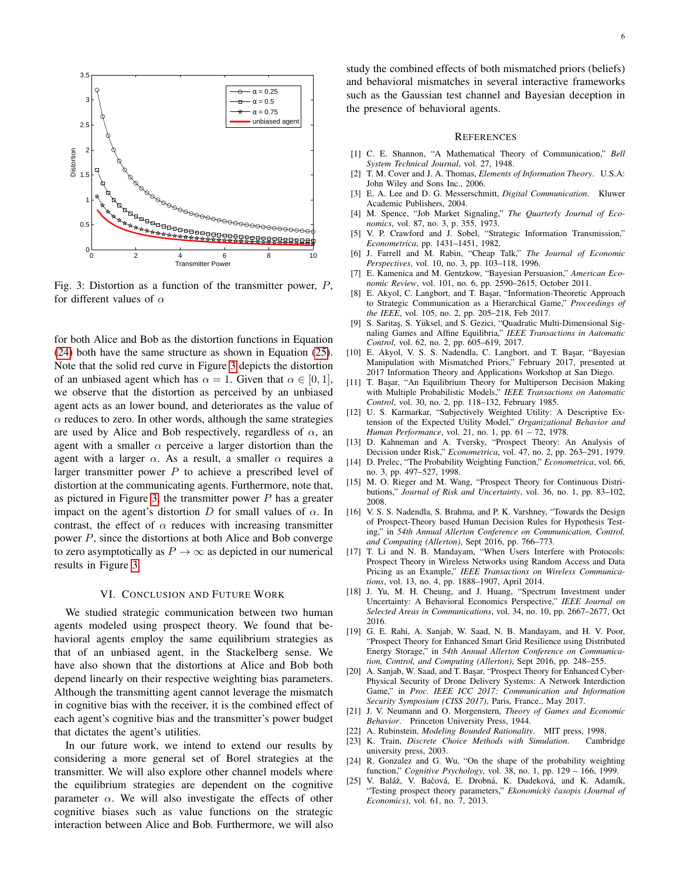3.5
3
2.5
2
1.5
1
0.5
0
Distortion
0
2
4
6
8
10
Transmitter Power
α = 0.25
α = 0.5
α = 0.75
unbiased agent

Fig. 3: Distortion as a function of the transmitter power, $P$, for different values of $\alpha$

for both Alice and Bob as the distortion functions in Equation (24) both have the same structure as shown in Equation (25). Note that the solid red curve in Figure 3 depicts the distortion of an unbiased agent which has $\alpha = 1$. Given that $\alpha \in [0, 1]$, we observe that the distortion as perceived by an unbiased agent acts as an lower bound, and deteriorates as the value of $\alpha$ reduces to zero. In other words, although the same strategies are used by Alice and Bob respectively, regardless of $\alpha$, an agent with a smaller $\alpha$ perceive a larger distortion than the agent with a larger $\alpha$. As a result, a smaller $\alpha$ requires a larger transmitter power $P$ to achieve a prescribed level of distortion at the communicating agents. Furthermore, note that, as pictured in Figure 3, the transmitter power $P$ has a greater impact on the agent's distortion $D$ for small values of $\alpha$. In contrast, the effect of $\alpha$ reduces with increasing transmitter power $P$, since the distortions at both Alice and Bob converge to zero asymptotically as $P \to \infty$ as depicted in our numerical results in Figure 3.

## VI. Conclusion and Future Work

We studied strategic communication between two human agents modeled using prospect theory. We found that behavioral agents employ the same equilibrium strategies as that of an unbiased agent, in the Stackelberg sense. We have also shown that the distortions at Alice and Bob both depend linearly on their respective weighting bias parameters. Although the transmitting agent cannot leverage the mismatch in cognitive bias with the receiver, it is the combined effect of each agent's cognitive bias and the transmitter's power budget that dictates the agent's utilities.

In our future work, we intend to extend our results by considering a more general set of Borel strategies at the transmitter. We will also explore other channel models where the equilibrium strategies are dependent on the cognitive parameter $\alpha$. We will also investigate the effects of other cognitive biases such as value functions on the strategic interaction between Alice and Bob. Furthermore, we will also study the combined effects of both mismatched priors (beliefs) and behavioral mismatches in several interactive frameworks such as the Gaussian test channel and Bayesian deception in the presence of behavioral agents.

## References

[1] C. E. Shannon, "A Mathematical Theory of Communication," *Bell System Technical Journal*, vol. 27, 1948.

[2] T. M. Cover and J. A. Thomas, *Elements of Information Theory*. U.S.A: John Wiley and Sons Inc., 2006.

[3] E. A. Lee and D. G. Messerschmitt, *Digital Communication*. Kluwer Academic Publishers, 2004.

[4] M. Spence, "Job Market Signaling," *The Quarterly Journal of Economics*, vol. 87, no. 3, p. 355, 1973.

[5] V. P. Crawford and J. Sobel, "Strategic Information Transmission," *Econometrica*, pp. 1431–1451, 1982.

[6] J. Farrell and M. Rabin, "Cheap Talk," *The Journal of Economic Perspectives*, vol. 10, no. 3, pp. 103–118, 1996.

[7] E. Kamenica and M. Gentzkow, "Bayesian Persuasion," *American Economic Review*, vol. 101, no. 6, pp. 2590–2615, October 2011.

[8] E. Akyol, C. Langbort, and T. Başar, "Information-Theoretic Approach to Strategic Communication as a Hierarchical Game," *Proceedings of the IEEE*, vol. 105, no. 2, pp. 205–218, Feb 2017.

[9] S. Saritaş, S. Yüksel, and S. Gezici, "Quadratic Multi-Dimensional Signaling Games and Affine Equilibria," *IEEE Transactions in Automatic Control*, vol. 62, no. 2, pp. 605–619, 2017.

[10] E. Akyol, V. S. S. Nadendla, C. Langbort, and T. Başar, "Bayesian Manipulation with Mismatched Priors," February 2017, presented at 2017 Information Theory and Applications Workshop at San Diego.

[11] T. Başar, "An Equilibrium Theory for Multiperson Decision Making with Multiple Probabilistic Models," *IEEE Transactions on Automatic Control*, vol. 30, no. 2, pp. 118–132, February 1985.

[12] U. S. Karmarkar, "Subjectively Weighted Utility: A Descriptive Extension of the Expected Utility Model," *Organizational Behavior and Human Performance*, vol. 21, no. 1, pp. 61 – 72, 1978.

[13] D. Kahneman and A. Tversky, "Prospect Theory: An Analysis of Decision under Risk," *Econometrica*, vol. 47, no. 2, pp. 263–291, 1979.

[14] D. Prelec, "The Probability Weighting Function," *Econometrica*, vol. 66, no. 3, pp. 497–527, 1998.

[15] M. O. Rieger and M. Wang, "Prospect Theory for Continuous Distributions," *Journal of Risk and Uncertainty*, vol. 36, no. 1, pp. 83–102, 2008.

[16] V. S. S. Nadendla, S. Brahma, and P. K. Varshney, "Towards the Design of Prospect-Theory based Human Decision Rules for Hypothesis Testing," in *54th Annual Allerton Conference on Communication, Control, and Computing (Allerton)*, Sept 2016, pp. 766–773.

[17] T. Li and N. B. Mandayam, "When Users Interfere with Protocols: Prospect Theory in Wireless Networks using Random Access and Data Pricing as an Example," *IEEE Transactions on Wireless Communications*, vol. 13, no. 4, pp. 1888–1907, April 2014.

[18] J. Yu, M. H. Cheung, and J. Huang, "Spectrum Investment under Uncertainty: A Behavioral Economics Perspective," *IEEE Journal on Selected Areas in Communications*, vol. 34, no. 10, pp. 2667–2677, Oct 2016.

[19] G. E. Rahi, A. Sanjab, W. Saad, N. B. Mandayam, and H. V. Poor, "Prospect Theory for Enhanced Smart Grid Resilience using Distributed Energy Storage," in *54th Annual Allerton Conference on Communication, Control, and Computing (Allerton)*, Sept 2016, pp. 248–255.

[20] A. Sanjab, W. Saad, and T. Başar, "Prospect Theory for Enhanced Cyber-Physical Security of Drone Delivery Systems: A Network Interdiction Game," in *Proc. IEEE ICC 2017: Communication and Information Security Symposium (CISS 2017)*, Paris, France., May 2017.

[21] J. V. Neumann and O. Morgenstern, *Theory of Games and Economic Behavior*. Princeton University Press, 1944.

[22] A. Rubinstein, *Modeling Bounded Rationality*. MIT press, 1998.

[23] K. Train, *Discrete Choice Methods with Simulation*. Cambridge university press, 2003.

[24] R. Gonzalez and G. Wu, "On the shape of the probability weighting function," *Cognitive Psychology*, vol. 38, no. 1, pp. 129 – 166, 1999.

[25] V. Baláž, V. Bačová, E. Drobná, K. Dudeková, and K. Adamík, "Testing prospect theory parameters," *Ekonomický časopis (Journal of Economics)*, vol. 61, no. 7, 2013.